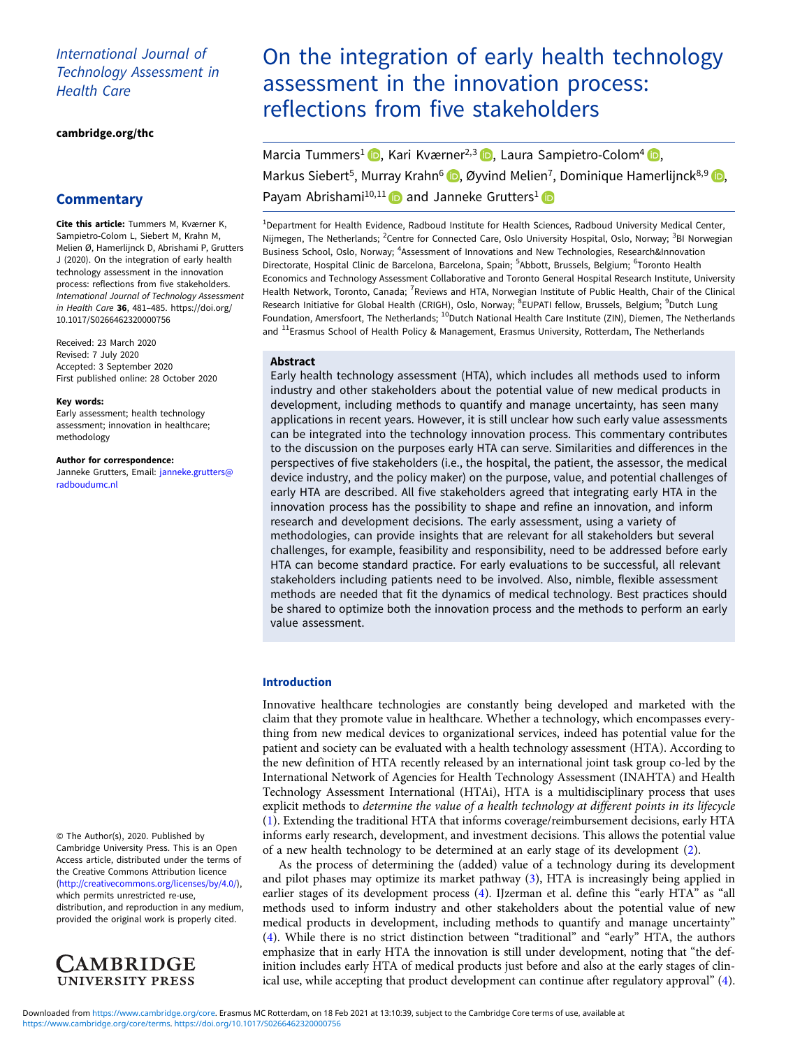International Journal of Technology Assessment in Health Care

cambridge.org/thc

**Commentary**

**Cite this article:** Tummers M, Kværner K, Sampietro-Colom L, Siebert M, Krahn M, Melien Ø, Hamerlijnck D, Abrishami P, Grutters J (2020). On the integration of early health technology assessment in the innovation process: reflections from five stakeholders. *International Journal of Technology Assessment in Health Care* **36**, 481–485. https://doi.org/10.1017/S0266462320000756

Received: 23 March 2020
Revised: 7 July 2020
Accepted: 3 September 2020
First published online: 28 October 2020

**Key words:**
Early assessment; health technology assessment; innovation in healthcare; methodology

**Author for correspondence:**
Janneke Grutters, Email: janneke.grutters@radboudumc.nl

© The Author(s), 2020. Published by Cambridge University Press. This is an Open Access article, distributed under the terms of the Creative Commons Attribution licence (http://creativecommons.org/licenses/by/4.0/), which permits unrestricted re-use, distribution, and reproduction in any medium, provided the original work is properly cited.

# On the integration of early health technology assessment in the innovation process: reflections from five stakeholders

Marcia Tummers[1], Kari Kværner[2,3], Laura Sampietro-Colom[4], Markus Siebert[5], Murray Krahn[6], Øyvind Melien[7], Dominique Hamerlijnck[8,9], Payam Abrishami[10,11] and Janneke Grutters[1]

[1]Department for Health Evidence, Radboud Institute for Health Sciences, Radboud University Medical Center, Nijmegen, The Netherlands; [2]Centre for Connected Care, Oslo University Hospital, Oslo, Norway; [3]BI Norwegian Business School, Oslo, Norway; [4]Assessment of Innovations and New Technologies, Research&Innovation Directorate, Hospital Clinic de Barcelona, Barcelona, Spain; [5]Abbott, Brussels, Belgium; [6]Toronto Health Economics and Technology Assessment Collaborative and Toronto General Hospital Research Institute, University Health Network, Toronto, Canada; [7]Reviews and HTA, Norwegian Institute of Public Health, Chair of the Clinical Research Initiative for Global Health (CRIGH), Oslo, Norway; [8]EUPATI fellow, Brussels, Belgium; [9]Dutch Lung Foundation, Amersfoort, The Netherlands; [10]Dutch National Health Care Institute (ZIN), Diemen, The Netherlands and [11]Erasmus School of Health Policy & Management, Erasmus University, Rotterdam, The Netherlands

## Abstract

Early health technology assessment (HTA), which includes all methods used to inform industry and other stakeholders about the potential value of new medical products in development, including methods to quantify and manage uncertainty, has seen many applications in recent years. However, it is still unclear how such early value assessments can be integrated into the technology innovation process. This commentary contributes to the discussion on the purposes early HTA can serve. Similarities and differences in the perspectives of five stakeholders (i.e., the hospital, the patient, the assessor, the medical device industry, and the policy maker) on the purpose, value, and potential challenges of early HTA are described. All five stakeholders agreed that integrating early HTA in the innovation process has the possibility to shape and refine an innovation, and inform research and development decisions. The early assessment, using a variety of methodologies, can provide insights that are relevant for all stakeholders but several challenges, for example, feasibility and responsibility, need to be addressed before early HTA can become standard practice. For early evaluations to be successful, all relevant stakeholders including patients need to be involved. Also, nimble, flexible assessment methods are needed that fit the dynamics of medical technology. Best practices should be shared to optimize both the innovation process and the methods to perform an early value assessment.

## Introduction

Innovative healthcare technologies are constantly being developed and marketed with the claim that they promote value in healthcare. Whether a technology, which encompasses everything from new medical devices to organizational services, indeed has potential value for the patient and society can be evaluated with a health technology assessment (HTA). According to the new definition of HTA recently released by an international joint task group co-led by the International Network of Agencies for Health Technology Assessment (INAHTA) and Health Technology Assessment International (HTAi), HTA is a multidisciplinary process that uses explicit methods to *determine the value of a health technology at different points in its lifecycle* (1). Extending the traditional HTA that informs coverage/reimbursement decisions, early HTA informs early research, development, and investment decisions. This allows the potential value of a new health technology to be determined at an early stage of its development (2).

As the process of determining the (added) value of a technology during its development and pilot phases may optimize its market pathway (3), HTA is increasingly being applied in earlier stages of its development process (4). IJzerman et al. define this "early HTA" as "all methods used to inform industry and other stakeholders about the potential value of new medical products in development, including methods to quantify and manage uncertainty" (4). While there is no strict distinction between "traditional" and "early" HTA, the authors emphasize that in early HTA the innovation is still under development, noting that "the definition includes early HTA of medical products just before and also at the early stages of clinical use, while accepting that product development can continue after regulatory approval" (4).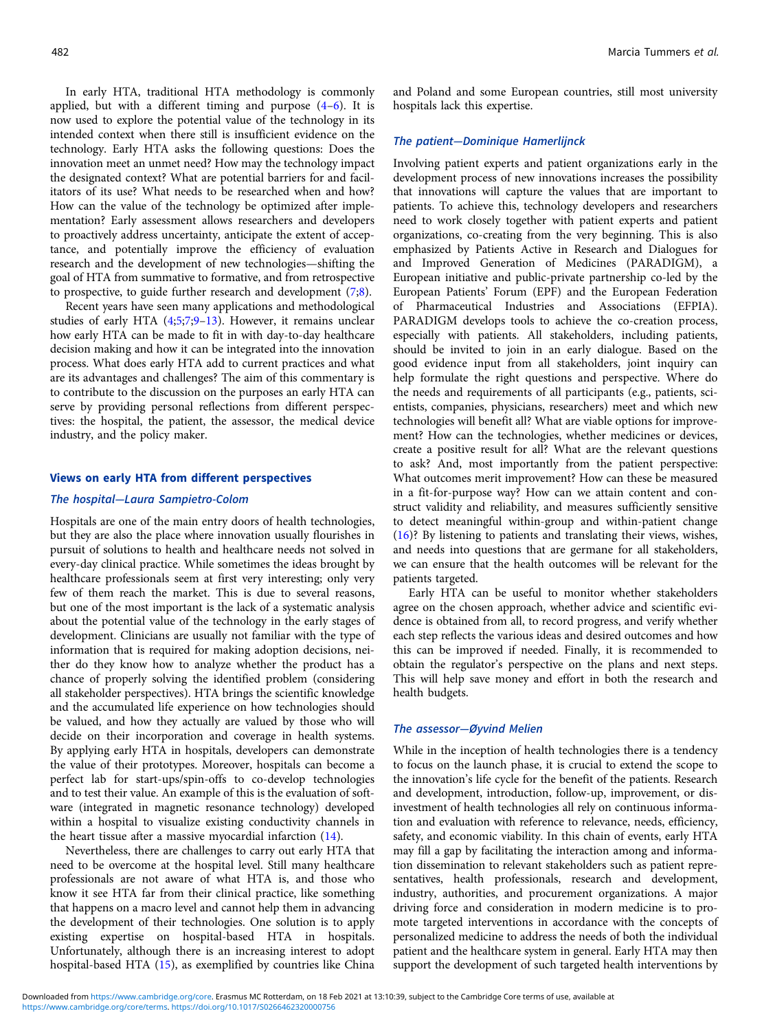In early HTA, traditional HTA methodology is commonly applied, but with a different timing and purpose (4–6). It is now used to explore the potential value of the technology in its intended context when there still is insufficient evidence on the technology. Early HTA asks the following questions: Does the innovation meet an unmet need? How may the technology impact the designated context? What are potential barriers for and facilitators of its use? What needs to be researched when and how? How can the value of the technology be optimized after implementation? Early assessment allows researchers and developers to proactively address uncertainty, anticipate the extent of acceptance, and potentially improve the efficiency of evaluation research and the development of new technologies—shifting the goal of HTA from summative to formative, and from retrospective to prospective, to guide further research and development (7;8).

Recent years have seen many applications and methodological studies of early HTA (4;5;7;9–13). However, it remains unclear how early HTA can be made to fit in with day-to-day healthcare decision making and how it can be integrated into the innovation process. What does early HTA add to current practices and what are its advantages and challenges? The aim of this commentary is to contribute to the discussion on the purposes an early HTA can serve by providing personal reflections from different perspectives: the hospital, the patient, the assessor, the medical device industry, and the policy maker.

## Views on early HTA from different perspectives

### *The hospital—Laura Sampietro-Colom*

Hospitals are one of the main entry doors of health technologies, but they are also the place where innovation usually flourishes in pursuit of solutions to health and healthcare needs not solved in every-day clinical practice. While sometimes the ideas brought by healthcare professionals seem at first very interesting; only very few of them reach the market. This is due to several reasons, but one of the most important is the lack of a systematic analysis about the potential value of the technology in the early stages of development. Clinicians are usually not familiar with the type of information that is required for making adoption decisions, neither do they know how to analyze whether the product has a chance of properly solving the identified problem (considering all stakeholder perspectives). HTA brings the scientific knowledge and the accumulated life experience on how technologies should be valued, and how they actually are valued by those who will decide on their incorporation and coverage in health systems. By applying early HTA in hospitals, developers can demonstrate the value of their prototypes. Moreover, hospitals can become a perfect lab for start-ups/spin-offs to co-develop technologies and to test their value. An example of this is the evaluation of software (integrated in magnetic resonance technology) developed within a hospital to visualize existing conductivity channels in the heart tissue after a massive myocardial infarction (14).

Nevertheless, there are challenges to carry out early HTA that need to be overcome at the hospital level. Still many healthcare professionals are not aware of what HTA is, and those who know it see HTA far from their clinical practice, like something that happens on a macro level and cannot help them in advancing the development of their technologies. One solution is to apply existing expertise on hospital-based HTA in hospitals. Unfortunately, although there is an increasing interest to adopt hospital-based HTA (15), as exemplified by countries like China and Poland and some European countries, still most university hospitals lack this expertise.

### *The patient—Dominique Hamerlijnck*

Involving patient experts and patient organizations early in the development process of new innovations increases the possibility that innovations will capture the values that are important to patients. To achieve this, technology developers and researchers need to work closely together with patient experts and patient organizations, co-creating from the very beginning. This is also emphasized by Patients Active in Research and Dialogues for and Improved Generation of Medicines (PARADIGM), a European initiative and public-private partnership co-led by the European Patients' Forum (EPF) and the European Federation of Pharmaceutical Industries and Associations (EFPIA). PARADIGM develops tools to achieve the co-creation process, especially with patients. All stakeholders, including patients, should be invited to join in an early dialogue. Based on the good evidence input from all stakeholders, joint inquiry can help formulate the right questions and perspective. Where do the needs and requirements of all participants (e.g., patients, scientists, companies, physicians, researchers) meet and which new technologies will benefit all? What are viable options for improvement? How can the technologies, whether medicines or devices, create a positive result for all? What are the relevant questions to ask? And, most importantly from the patient perspective: What outcomes merit improvement? How can these be measured in a fit-for-purpose way? How can we attain content and construct validity and reliability, and measures sufficiently sensitive to detect meaningful within-group and within-patient change (16)? By listening to patients and translating their views, wishes, and needs into questions that are germane for all stakeholders, we can ensure that the health outcomes will be relevant for the patients targeted.

Early HTA can be useful to monitor whether stakeholders agree on the chosen approach, whether advice and scientific evidence is obtained from all, to record progress, and verify whether each step reflects the various ideas and desired outcomes and how this can be improved if needed. Finally, it is recommended to obtain the regulator's perspective on the plans and next steps. This will help save money and effort in both the research and health budgets.

### *The assessor—Øyvind Melien*

While in the inception of health technologies there is a tendency to focus on the launch phase, it is crucial to extend the scope to the innovation's life cycle for the benefit of the patients. Research and development, introduction, follow-up, improvement, or disinvestment of health technologies all rely on continuous information and evaluation with reference to relevance, needs, efficiency, safety, and economic viability. In this chain of events, early HTA may fill a gap by facilitating the interaction among and information dissemination to relevant stakeholders such as patient representatives, health professionals, research and development, industry, authorities, and procurement organizations. A major driving force and consideration in modern medicine is to promote targeted interventions in accordance with the concepts of personalized medicine to address the needs of both the individual patient and the healthcare system in general. Early HTA may then support the development of such targeted health interventions by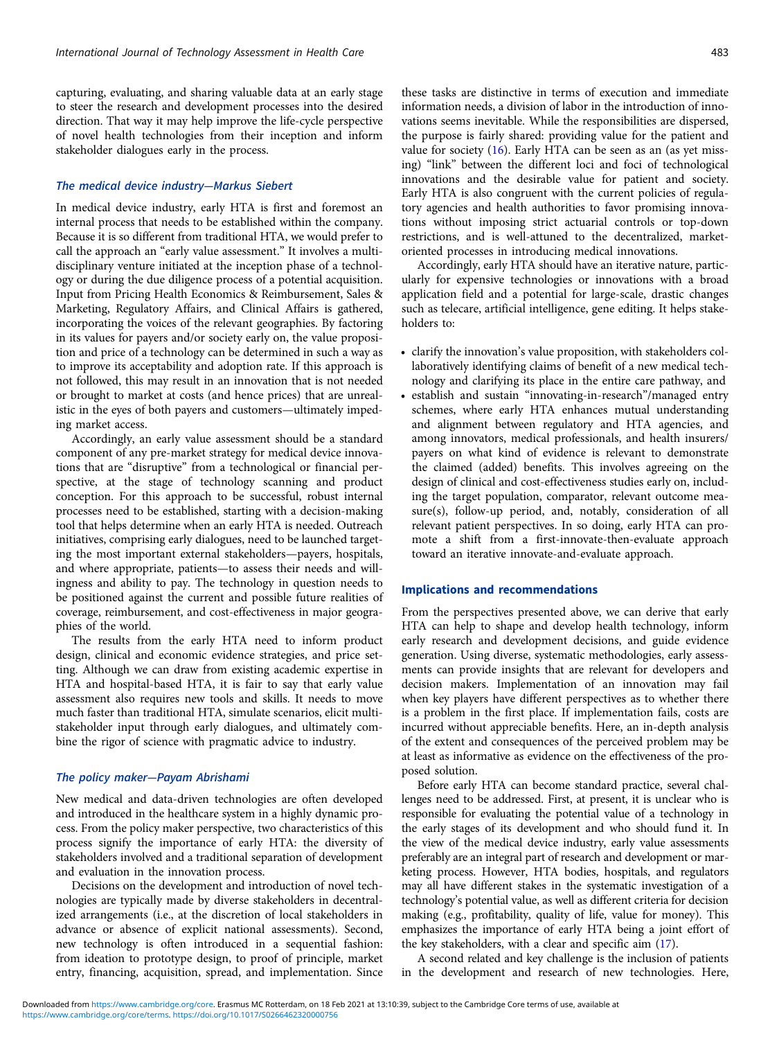capturing, evaluating, and sharing valuable data at an early stage to steer the research and development processes into the desired direction. That way it may help improve the life-cycle perspective of novel health technologies from their inception and inform stakeholder dialogues early in the process.

### *The medical device industry—Markus Siebert*

In medical device industry, early HTA is first and foremost an internal process that needs to be established within the company. Because it is so different from traditional HTA, we would prefer to call the approach an "early value assessment." It involves a multidisciplinary venture initiated at the inception phase of a technology or during the due diligence process of a potential acquisition. Input from Pricing Health Economics & Reimbursement, Sales & Marketing, Regulatory Affairs, and Clinical Affairs is gathered, incorporating the voices of the relevant geographies. By factoring in its values for payers and/or society early on, the value proposition and price of a technology can be determined in such a way as to improve its acceptability and adoption rate. If this approach is not followed, this may result in an innovation that is not needed or brought to market at costs (and hence prices) that are unrealistic in the eyes of both payers and customers—ultimately impeding market access.

Accordingly, an early value assessment should be a standard component of any pre-market strategy for medical device innovations that are "disruptive" from a technological or financial perspective, at the stage of technology scanning and product conception. For this approach to be successful, robust internal processes need to be established, starting with a decision-making tool that helps determine when an early HTA is needed. Outreach initiatives, comprising early dialogues, need to be launched targeting the most important external stakeholders—payers, hospitals, and where appropriate, patients—to assess their needs and willingness and ability to pay. The technology in question needs to be positioned against the current and possible future realities of coverage, reimbursement, and cost-effectiveness in major geographies of the world.

The results from the early HTA need to inform product design, clinical and economic evidence strategies, and price setting. Although we can draw from existing academic expertise in HTA and hospital-based HTA, it is fair to say that early value assessment also requires new tools and skills. It needs to move much faster than traditional HTA, simulate scenarios, elicit multistakeholder input through early dialogues, and ultimately combine the rigor of science with pragmatic advice to industry.

### *The policy maker—Payam Abrishami*

New medical and data-driven technologies are often developed and introduced in the healthcare system in a highly dynamic process. From the policy maker perspective, two characteristics of this process signify the importance of early HTA: the diversity of stakeholders involved and a traditional separation of development and evaluation in the innovation process.

Decisions on the development and introduction of novel technologies are typically made by diverse stakeholders in decentralized arrangements (i.e., at the discretion of local stakeholders in advance or absence of explicit national assessments). Second, new technology is often introduced in a sequential fashion: from ideation to prototype design, to proof of principle, market entry, financing, acquisition, spread, and implementation. Since these tasks are distinctive in terms of execution and immediate information needs, a division of labor in the introduction of innovations seems inevitable. While the responsibilities are dispersed, the purpose is fairly shared: providing value for the patient and value for society (16). Early HTA can be seen as an (as yet missing) "link" between the different loci and foci of technological innovations and the desirable value for patient and society. Early HTA is also congruent with the current policies of regulatory agencies and health authorities to favor promising innovations without imposing strict actuarial controls or top-down restrictions, and is well-attuned to the decentralized, market-oriented processes in introducing medical innovations.

Accordingly, early HTA should have an iterative nature, particularly for expensive technologies or innovations with a broad application field and a potential for large-scale, drastic changes such as telecare, artificial intelligence, gene editing. It helps stakeholders to:

- clarify the innovation's value proposition, with stakeholders collaboratively identifying claims of benefit of a new medical technology and clarifying its place in the entire care pathway, and
- establish and sustain "innovating-in-research"/managed entry schemes, where early HTA enhances mutual understanding and alignment between regulatory and HTA agencies, and among innovators, medical professionals, and health insurers/payers on what kind of evidence is relevant to demonstrate the claimed (added) benefits. This involves agreeing on the design of clinical and cost-effectiveness studies early on, including the target population, comparator, relevant outcome measure(s), follow-up period, and, notably, consideration of all relevant patient perspectives. In so doing, early HTA can promote a shift from a first-innovate-then-evaluate approach toward an iterative innovate-and-evaluate approach.

## Implications and recommendations

From the perspectives presented above, we can derive that early HTA can help to shape and develop health technology, inform early research and development decisions, and guide evidence generation. Using diverse, systematic methodologies, early assessments can provide insights that are relevant for developers and decision makers. Implementation of an innovation may fail when key players have different perspectives as to whether there is a problem in the first place. If implementation fails, costs are incurred without appreciable benefits. Here, an in-depth analysis of the extent and consequences of the perceived problem may be at least as informative as evidence on the effectiveness of the proposed solution.

Before early HTA can become standard practice, several challenges need to be addressed. First, at present, it is unclear who is responsible for evaluating the potential value of a technology in the early stages of its development and who should fund it. In the view of the medical device industry, early value assessments preferably are an integral part of research and development or marketing process. However, HTA bodies, hospitals, and regulators may all have different stakes in the systematic investigation of a technology's potential value, as well as different criteria for decision making (e.g., profitability, quality of life, value for money). This emphasizes the importance of early HTA being a joint effort of the key stakeholders, with a clear and specific aim (17).

A second related and key challenge is the inclusion of patients in the development and research of new technologies. Here,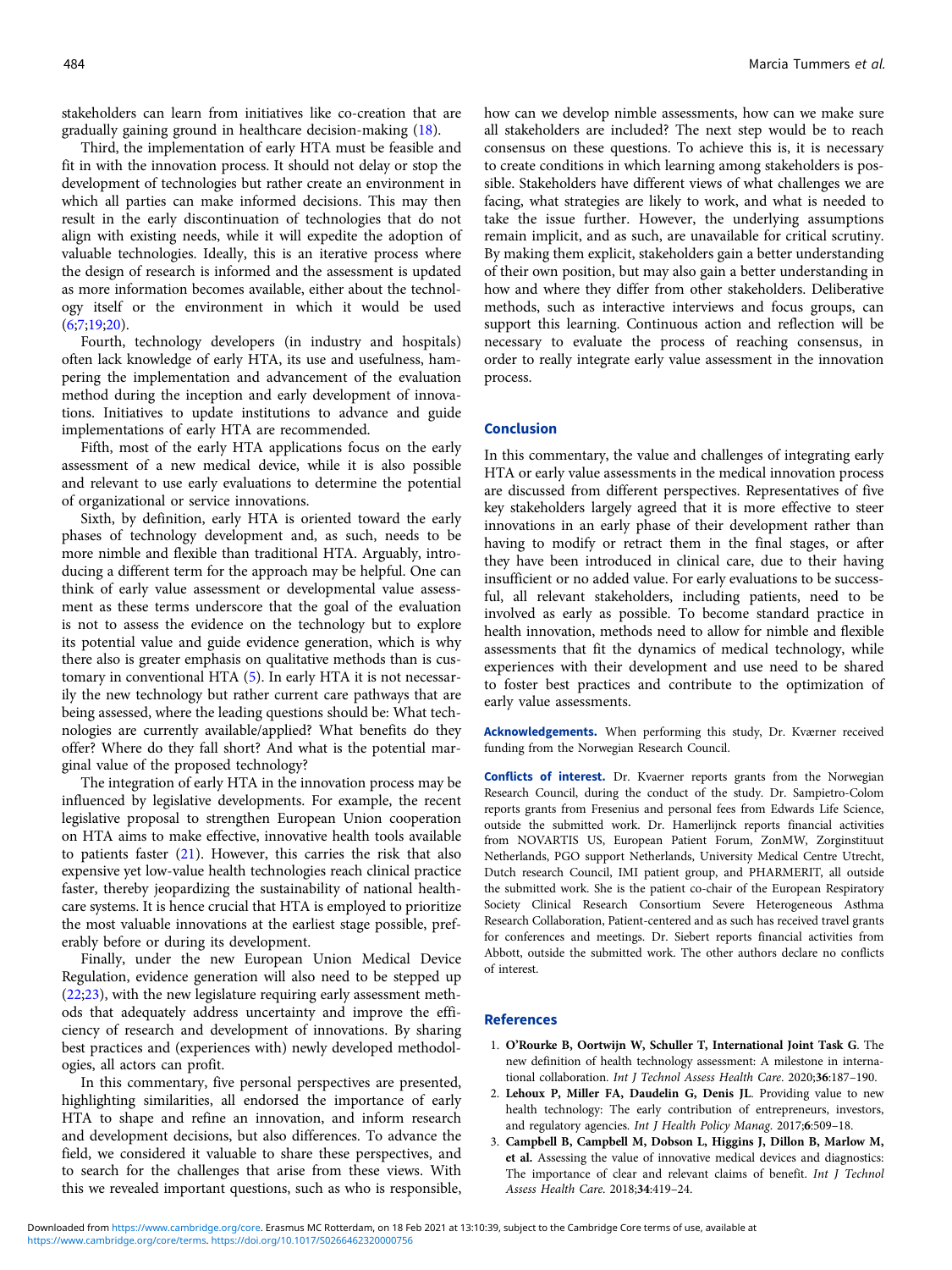stakeholders can learn from initiatives like co-creation that are gradually gaining ground in healthcare decision-making (18).

Third, the implementation of early HTA must be feasible and fit in with the innovation process. It should not delay or stop the development of technologies but rather create an environment in which all parties can make informed decisions. This may then result in the early discontinuation of technologies that do not align with existing needs, while it will expedite the adoption of valuable technologies. Ideally, this is an iterative process where the design of research is informed and the assessment is updated as more information becomes available, either about the technology itself or the environment in which it would be used (6;7;19;20).

Fourth, technology developers (in industry and hospitals) often lack knowledge of early HTA, its use and usefulness, hampering the implementation and advancement of the evaluation method during the inception and early development of innovations. Initiatives to update institutions to advance and guide implementations of early HTA are recommended.

Fifth, most of the early HTA applications focus on the early assessment of a new medical device, while it is also possible and relevant to use early evaluations to determine the potential of organizational or service innovations.

Sixth, by definition, early HTA is oriented toward the early phases of technology development and, as such, needs to be more nimble and flexible than traditional HTA. Arguably, introducing a different term for the approach may be helpful. One can think of early value assessment or developmental value assessment as these terms underscore that the goal of the evaluation is not to assess the evidence on the technology but to explore its potential value and guide evidence generation, which is why there also is greater emphasis on qualitative methods than is customary in conventional HTA (5). In early HTA it is not necessarily the new technology but rather current care pathways that are being assessed, where the leading questions should be: What technologies are currently available/applied? What benefits do they offer? Where do they fall short? And what is the potential marginal value of the proposed technology?

The integration of early HTA in the innovation process may be influenced by legislative developments. For example, the recent legislative proposal to strengthen European Union cooperation on HTA aims to make effective, innovative health tools available to patients faster (21). However, this carries the risk that also expensive yet low-value health technologies reach clinical practice faster, thereby jeopardizing the sustainability of national healthcare systems. It is hence crucial that HTA is employed to prioritize the most valuable innovations at the earliest stage possible, preferably before or during its development.

Finally, under the new European Union Medical Device Regulation, evidence generation will also need to be stepped up (22;23), with the new legislature requiring early assessment methods that adequately address uncertainty and improve the efficiency of research and development of innovations. By sharing best practices and (experiences with) newly developed methodologies, all actors can profit.

In this commentary, five personal perspectives are presented, highlighting similarities, all endorsed the importance of early HTA to shape and refine an innovation, and inform research and development decisions, but also differences. To advance the field, we considered it valuable to share these perspectives, and to search for the challenges that arise from these views. With this we revealed important questions, such as who is responsible, how can we develop nimble assessments, how can we make sure all stakeholders are included? The next step would be to reach consensus on these questions. To achieve this is, it is necessary to create conditions in which learning among stakeholders is possible. Stakeholders have different views of what challenges we are facing, what strategies are likely to work, and what is needed to take the issue further. However, the underlying assumptions remain implicit, and as such, are unavailable for critical scrutiny. By making them explicit, stakeholders gain a better understanding of their own position, but may also gain a better understanding in how and where they differ from other stakeholders. Deliberative methods, such as interactive interviews and focus groups, can support this learning. Continuous action and reflection will be necessary to evaluate the process of reaching consensus, in order to really integrate early value assessment in the innovation process.

## Conclusion

In this commentary, the value and challenges of integrating early HTA or early value assessments in the medical innovation process are discussed from different perspectives. Representatives of five key stakeholders largely agreed that it is more effective to steer innovations in an early phase of their development rather than having to modify or retract them in the final stages, or after they have been introduced in clinical care, due to their having insufficient or no added value. For early evaluations to be successful, all relevant stakeholders, including patients, need to be involved as early as possible. To become standard practice in health innovation, methods need to allow for nimble and flexible assessments that fit the dynamics of medical technology, while experiences with their development and use need to be shared to foster best practices and contribute to the optimization of early value assessments.

**Acknowledgements.** When performing this study, Dr. Kværner received funding from the Norwegian Research Council.

**Conflicts of interest.** Dr. Kvaerner reports grants from the Norwegian Research Council, during the conduct of the study. Dr. Sampietro-Colom reports grants from Fresenius and personal fees from Edwards Life Science, outside the submitted work. Dr. Hamerlijnck reports financial activities from NOVARTIS US, European Patient Forum, ZonMW, Zorginstituut Netherlands, PGO support Netherlands, University Medical Centre Utrecht, Dutch research Council, IMI patient group, and PHARMERIT, all outside the submitted work. She is the patient co-chair of the European Respiratory Society Clinical Research Consortium Severe Heterogeneous Asthma Research Collaboration, Patient-centered and as such has received travel grants for conferences and meetings. Dr. Siebert reports financial activities from Abbott, outside the submitted work. The other authors declare no conflicts of interest.

## References

1. **O'Rourke B, Oortwijn W, Schuller T, International Joint Task G**. The new definition of health technology assessment: A milestone in international collaboration. *Int J Technol Assess Health Care*. 2020;**36**:187–190.
2. **Lehoux P, Miller FA, Daudelin G, Denis JL**. Providing value to new health technology: The early contribution of entrepreneurs, investors, and regulatory agencies. *Int J Health Policy Manag*. 2017;**6**:509–18.
3. **Campbell B, Campbell M, Dobson L, Higgins J, Dillon B, Marlow M, et al.** Assessing the value of innovative medical devices and diagnostics: The importance of clear and relevant claims of benefit. *Int J Technol Assess Health Care*. 2018;**34**:419–24.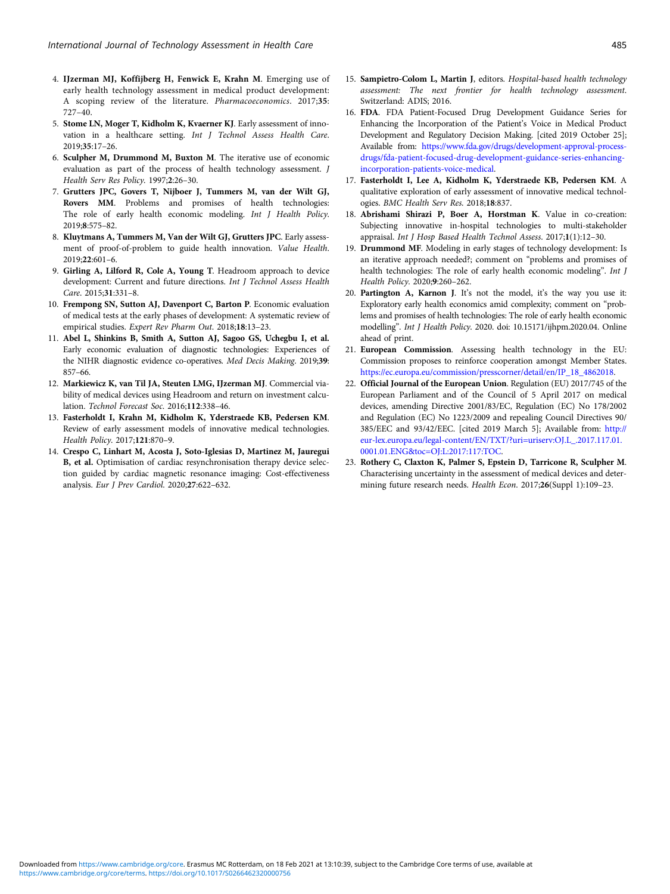4. **IJzerman MJ, Koffijberg H, Fenwick E, Krahn M**. Emerging use of early health technology assessment in medical product development: A scoping review of the literature. *Pharmacoeconomics*. 2017;**35**: 727–40.
5. **Stome LN, Moger T, Kidholm K, Kvaerner KJ**. Early assessment of innovation in a healthcare setting. *Int J Technol Assess Health Care*. 2019;**35**:17–26.
6. **Sculpher M, Drummond M, Buxton M**. The iterative use of economic evaluation as part of the process of health technology assessment. *J Health Serv Res Policy*. 1997;**2**:26–30.
7. **Grutters JPC, Govers T, Nijboer J, Tummers M, van der Wilt GJ, Rovers MM**. Problems and promises of health technologies: The role of early health economic modeling. *Int J Health Policy*. 2019;**8**:575–82.
8. **Kluytmans A, Tummers M, Van der Wilt GJ, Grutters JPC**. Early assessment of proof-of-problem to guide health innovation. *Value Health*. 2019;**22**:601–6.
9. **Girling A, Lilford R, Cole A, Young T**. Headroom approach to device development: Current and future directions. *Int J Technol Assess Health Care*. 2015;**31**:331–8.
10. **Frempong SN, Sutton AJ, Davenport C, Barton P**. Economic evaluation of medical tests at the early phases of development: A systematic review of empirical studies. *Expert Rev Pharm Out*. 2018;**18**:13–23.
11. **Abel L, Shinkins B, Smith A, Sutton AJ, Sagoo GS, Uchegbu I, et al.** Early economic evaluation of diagnostic technologies: Experiences of the NIHR diagnostic evidence co-operatives. *Med Decis Making*. 2019;**39**: 857–66.
12. **Markiewicz K, van Til JA, Steuten LMG, IJzerman MJ**. Commercial viability of medical devices using Headroom and return on investment calculation. *Technol Forecast Soc*. 2016;**112**:338–46.
13. **Fasterholdt I, Krahn M, Kidholm K, Yderstraede KB, Pedersen KM**. Review of early assessment models of innovative medical technologies. *Health Policy*. 2017;**121**:870–9.
14. **Crespo C, Linhart M, Acosta J, Soto-Iglesias D, Martinez M, Jauregui B, et al.** Optimisation of cardiac resynchronisation therapy device selection guided by cardiac magnetic resonance imaging: Cost-effectiveness analysis. *Eur J Prev Cardiol*. 2020;**27**:622–632.
15. **Sampietro-Colom L, Martin J**, editors. *Hospital-based health technology assessment: The next frontier for health technology assessment*. Switzerland: ADIS; 2016.
16. **FDA**. FDA Patient-Focused Drug Development Guidance Series for Enhancing the Incorporation of the Patient's Voice in Medical Product Development and Regulatory Decision Making. [cited 2019 October 25]; Available from: https://www.fda.gov/drugs/development-approval-process-drugs/fda-patient-focused-drug-development-guidance-series-enhancing-incorporation-patients-voice-medical.
17. **Fasterholdt I, Lee A, Kidholm K, Yderstraede KB, Pedersen KM**. A qualitative exploration of early assessment of innovative medical technologies. *BMC Health Serv Res*. 2018;**18**:837.
18. **Abrishami Shirazi P, Boer A, Horstman K**. Value in co-creation: Subjecting innovative in-hospital technologies to multi-stakeholder appraisal. *Int J Hosp Based Health Technol Assess*. 2017;**1**(1):12–30.
19. **Drummond MF**. Modeling in early stages of technology development: Is an iterative approach needed?; comment on "problems and promises of health technologies: The role of early health economic modeling". *Int J Health Policy*. 2020;**9**:260–262.
20. **Partington A, Karnon J**. It's not the model, it's the way you use it: Exploratory early health economics amid complexity; comment on "problems and promises of health technologies: The role of early health economic modelling". *Int J Health Policy*. 2020. doi: 10.15171/ijhpm.2020.04. Online ahead of print.
21. **European Commission**. Assessing health technology in the EU: Commission proposes to reinforce cooperation amongst Member States. https://ec.europa.eu/commission/presscorner/detail/en/IP_18_4862018.
22. **Official Journal of the European Union**. Regulation (EU) 2017/745 of the European Parliament and of the Council of 5 April 2017 on medical devices, amending Directive 2001/83/EC, Regulation (EC) No 178/2002 and Regulation (EC) No 1223/2009 and repealing Council Directives 90/385/EEC and 93/42/EEC. [cited 2019 March 5]; Available from: http://eur-lex.europa.eu/legal-content/EN/TXT/?uri=uriserv:OJ.L_.2017.117.01.0001.01.ENG&toc=OJ:L:2017:117:TOC.
23. **Rothery C, Claxton K, Palmer S, Epstein D, Tarricone R, Sculpher M**. Characterising uncertainty in the assessment of medical devices and determining future research needs. *Health Econ*. 2017;**26**(Suppl 1):109–23.